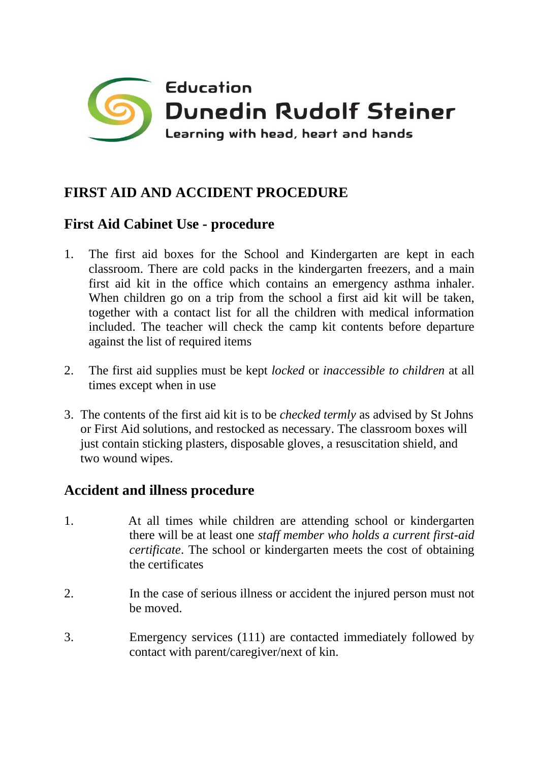Education
Dunedin Rudolf Steiner
Learning with head, heart and hands

## FIRST AID AND ACCIDENT PROCEDURE

### First Aid Cabinet Use - procedure

1. The first aid boxes for the School and Kindergarten are kept in each classroom. There are cold packs in the kindergarten freezers, and a main first aid kit in the office which contains an emergency asthma inhaler. When children go on a trip from the school a first aid kit will be taken, together with a contact list for all the children with medical information included. The teacher will check the camp kit contents before departure against the list of required items

2. The first aid supplies must be kept *locked* or *inaccessible to children* at all times except when in use

3. The contents of the first aid kit is to be *checked termly* as advised by St Johns or First Aid solutions, and restocked as necessary. The classroom boxes will just contain sticking plasters, disposable gloves, a resuscitation shield, and two wound wipes.

### Accident and illness procedure

1. At all times while children are attending school or kindergarten there will be at least one *staff member who holds a current first-aid certificate*. The school or kindergarten meets the cost of obtaining the certificates

2. In the case of serious illness or accident the injured person must not be moved.

3. Emergency services (111) are contacted immediately followed by contact with parent/caregiver/next of kin.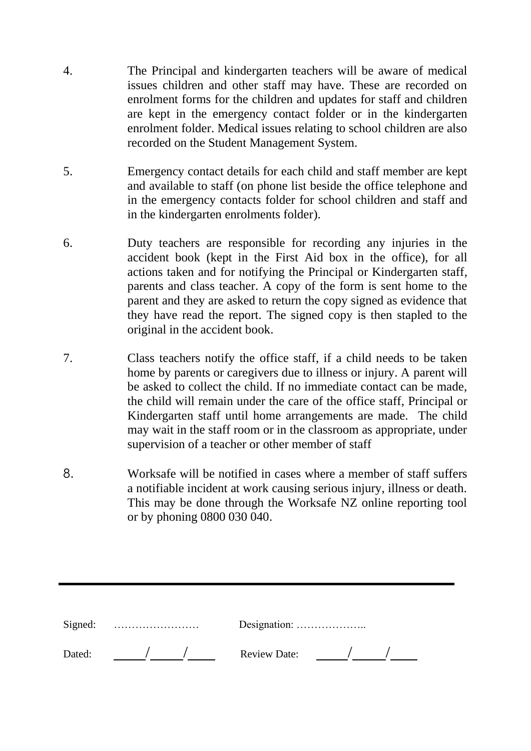4. The Principal and kindergarten teachers will be aware of medical issues children and other staff may have. These are recorded on enrolment forms for the children and updates for staff and children are kept in the emergency contact folder or in the kindergarten enrolment folder. Medical issues relating to school children are also recorded on the Student Management System.

5. Emergency contact details for each child and staff member are kept and available to staff (on phone list beside the office telephone and in the emergency contacts folder for school children and staff and in the kindergarten enrolments folder).

6. Duty teachers are responsible for recording any injuries in the accident book (kept in the First Aid box in the office), for all actions taken and for notifying the Principal or Kindergarten staff, parents and class teacher. A copy of the form is sent home to the parent and they are asked to return the copy signed as evidence that they have read the report. The signed copy is then stapled to the original in the accident book.

7. Class teachers notify the office staff, if a child needs to be taken home by parents or caregivers due to illness or injury. A parent will be asked to collect the child. If no immediate contact can be made, the child will remain under the care of the office staff, Principal or Kindergarten staff until home arrangements are made. The child may wait in the staff room or in the classroom as appropriate, under supervision of a teacher or other member of staff

8. Worksafe will be notified in cases where a member of staff suffers a notifiable incident at work causing serious injury, illness or death. This may be done through the Worksafe NZ online reporting tool or by phoning 0800 030 040.

---

Signed: …………………… Designation: ………………..

Dated: \_\_\_\_\_/\_\_\_\_\_/\_\_\_\_ Review Date: \_\_\_\_\_/\_\_\_\_\_/\_\_\_\_